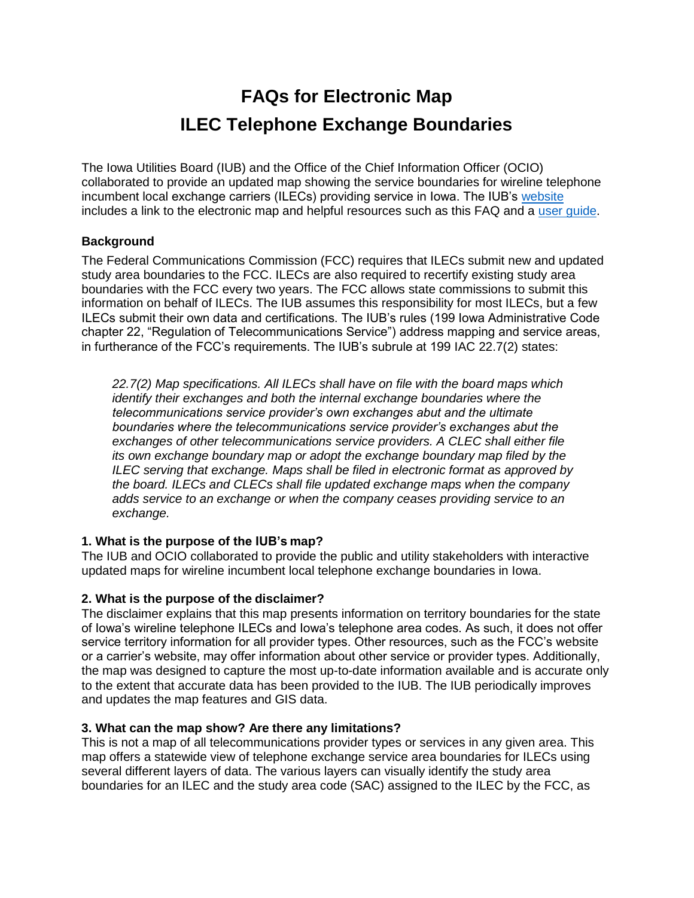# FAQs for Electronic Map
# ILEC Telephone Exchange Boundaries

The Iowa Utilities Board (IUB) and the Office of the Chief Information Officer (OCIO) collaborated to provide an updated map showing the service boundaries for wireline telephone incumbent local exchange carriers (ILECs) providing service in Iowa. The IUB's website includes a link to the electronic map and helpful resources such as this FAQ and a user guide.

### Background

The Federal Communications Commission (FCC) requires that ILECs submit new and updated study area boundaries to the FCC. ILECs are also required to recertify existing study area boundaries with the FCC every two years. The FCC allows state commissions to submit this information on behalf of ILECs. The IUB assumes this responsibility for most ILECs, but a few ILECs submit their own data and certifications. The IUB's rules (199 Iowa Administrative Code chapter 22, "Regulation of Telecommunications Service") address mapping and service areas, in furtherance of the FCC's requirements. The IUB's subrule at 199 IAC 22.7(2) states:

> *22.7(2) Map specifications. All ILECs shall have on file with the board maps which identify their exchanges and both the internal exchange boundaries where the telecommunications service provider's own exchanges abut and the ultimate boundaries where the telecommunications service provider's exchanges abut the exchanges of other telecommunications service providers. A CLEC shall either file its own exchange boundary map or adopt the exchange boundary map filed by the ILEC serving that exchange. Maps shall be filed in electronic format as approved by the board. ILECs and CLECs shall file updated exchange maps when the company adds service to an exchange or when the company ceases providing service to an exchange.*

### 1. What is the purpose of the IUB's map?

The IUB and OCIO collaborated to provide the public and utility stakeholders with interactive updated maps for wireline incumbent local telephone exchange boundaries in Iowa.

### 2. What is the purpose of the disclaimer?

The disclaimer explains that this map presents information on territory boundaries for the state of Iowa's wireline telephone ILECs and Iowa's telephone area codes. As such, it does not offer service territory information for all provider types. Other resources, such as the FCC's website or a carrier's website, may offer information about other service or provider types. Additionally, the map was designed to capture the most up-to-date information available and is accurate only to the extent that accurate data has been provided to the IUB. The IUB periodically improves and updates the map features and GIS data.

### 3. What can the map show? Are there any limitations?

This is not a map of all telecommunications provider types or services in any given area. This map offers a statewide view of telephone exchange service area boundaries for ILECs using several different layers of data. The various layers can visually identify the study area boundaries for an ILEC and the study area code (SAC) assigned to the ILEC by the FCC, as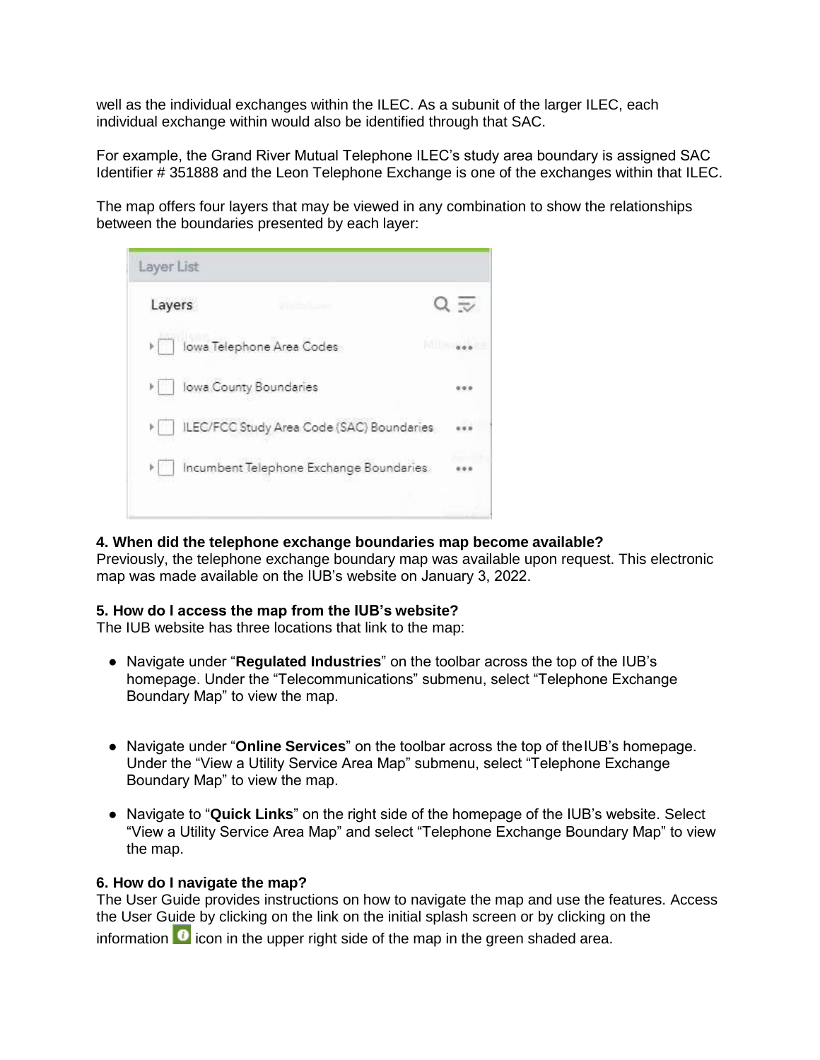well as the individual exchanges within the ILEC. As a subunit of the larger ILEC, each individual exchange within would also be identified through that SAC.

For example, the Grand River Mutual Telephone ILEC's study area boundary is assigned SAC Identifier # 351888 and the Leon Telephone Exchange is one of the exchanges within that ILEC.

The map offers four layers that may be viewed in any combination to show the relationships between the boundaries presented by each layer:

Layer List

Layers

- Iowa Telephone Area Codes
- Iowa County Boundaries
- ILEC/FCC Study Area Code (SAC) Boundaries
- Incumbent Telephone Exchange Boundaries

**4. When did the telephone exchange boundaries map become available?**

Previously, the telephone exchange boundary map was available upon request. This electronic map was made available on the IUB's website on January 3, 2022.

**5. How do I access the map from the IUB's website?**

The IUB website has three locations that link to the map:

- Navigate under "**Regulated Industries**" on the toolbar across the top of the IUB's homepage. Under the "Telecommunications" submenu, select "Telephone Exchange Boundary Map" to view the map.

- Navigate under "**Online Services**" on the toolbar across the top of theIUB's homepage. Under the "View a Utility Service Area Map" submenu, select "Telephone Exchange Boundary Map" to view the map.
- Navigate to "**Quick Links**" on the right side of the homepage of the IUB's website. Select "View a Utility Service Area Map" and select "Telephone Exchange Boundary Map" to view the map.

**6. How do I navigate the map?**

The User Guide provides instructions on how to navigate the map and use the features. Access the User Guide by clicking on the link on the initial splash screen or by clicking on the information icon in the upper right side of the map in the green shaded area.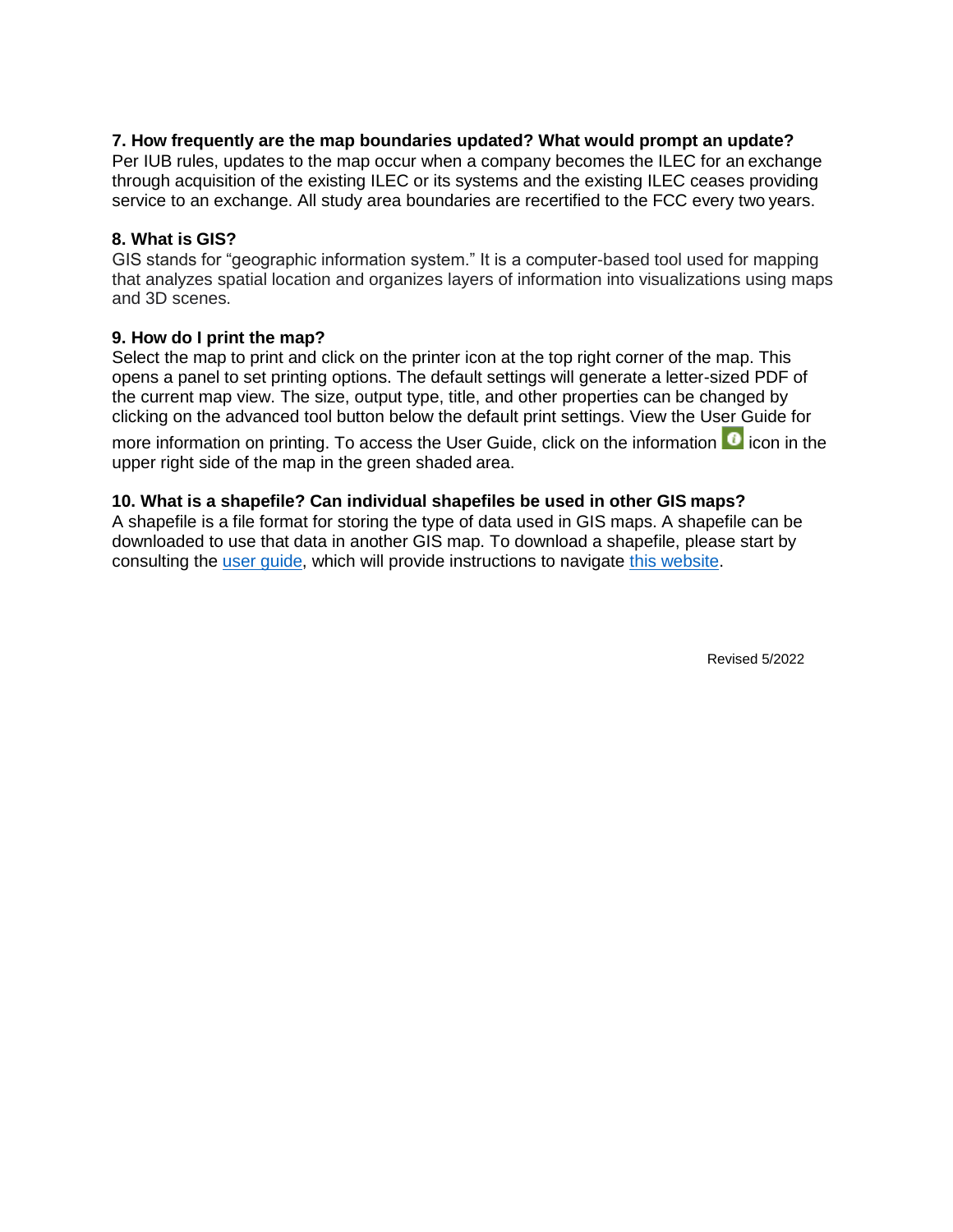**7. How frequently are the map boundaries updated? What would prompt an update?**
Per IUB rules, updates to the map occur when a company becomes the ILEC for an exchange through acquisition of the existing ILEC or its systems and the existing ILEC ceases providing service to an exchange. All study area boundaries are recertified to the FCC every two years.

**8. What is GIS?**
GIS stands for "geographic information system." It is a computer-based tool used for mapping that analyzes spatial location and organizes layers of information into visualizations using maps and 3D scenes.

**9. How do I print the map?**
Select the map to print and click on the printer icon at the top right corner of the map. This opens a panel to set printing options. The default settings will generate a letter-sized PDF of the current map view. The size, output type, title, and other properties can be changed by clicking on the advanced tool button below the default print settings. View the User Guide for more information on printing. To access the User Guide, click on the information icon in the upper right side of the map in the green shaded area.

**10. What is a shapefile? Can individual shapefiles be used in other GIS maps?**
A shapefile is a file format for storing the type of data used in GIS maps. A shapefile can be downloaded to use that data in another GIS map. To download a shapefile, please start by consulting the user guide, which will provide instructions to navigate this website.

Revised 5/2022